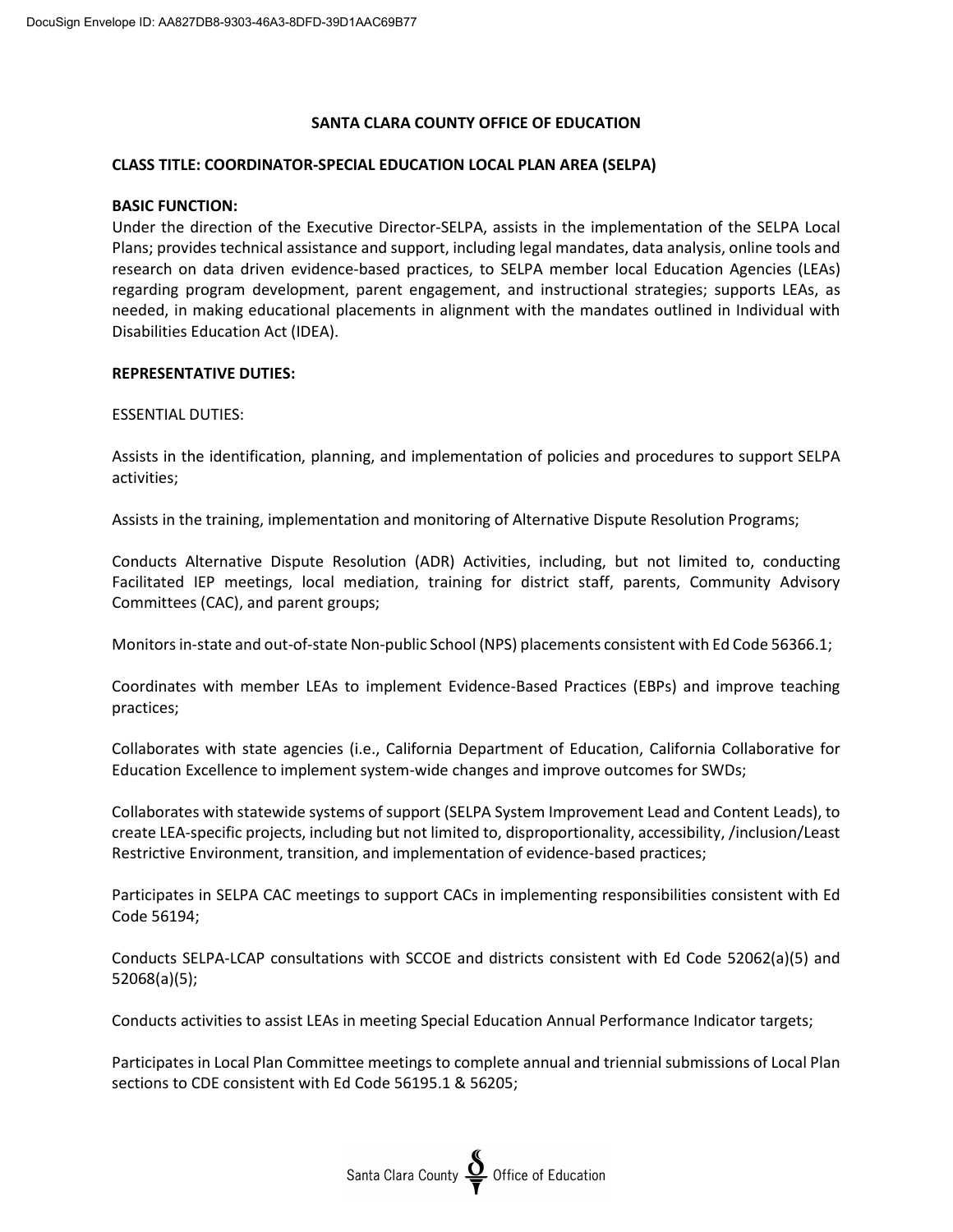**SANTA CLARA COUNTY OFFICE OF EDUCATION**

**CLASS TITLE: COORDINATOR-SPECIAL EDUCATION LOCAL PLAN AREA (SELPA)**

**BASIC FUNCTION:**
Under the direction of the Executive Director-SELPA, assists in the implementation of the SELPA Local Plans; provides technical assistance and support, including legal mandates, data analysis, online tools and research on data driven evidence-based practices, to SELPA member local Education Agencies (LEAs) regarding program development, parent engagement, and instructional strategies; supports LEAs, as needed, in making educational placements in alignment with the mandates outlined in Individual with Disabilities Education Act (IDEA).

**REPRESENTATIVE DUTIES:**

ESSENTIAL DUTIES:

Assists in the identification, planning, and implementation of policies and procedures to support SELPA activities;

Assists in the training, implementation and monitoring of Alternative Dispute Resolution Programs;

Conducts Alternative Dispute Resolution (ADR) Activities, including, but not limited to, conducting Facilitated IEP meetings, local mediation, training for district staff, parents, Community Advisory Committees (CAC), and parent groups;

Monitors in-state and out-of-state Non-public School (NPS) placements consistent with Ed Code 56366.1;

Coordinates with member LEAs to implement Evidence-Based Practices (EBPs) and improve teaching practices;

Collaborates with state agencies (i.e., California Department of Education, California Collaborative for Education Excellence to implement system-wide changes and improve outcomes for SWDs;

Collaborates with statewide systems of support (SELPA System Improvement Lead and Content Leads), to create LEA-specific projects, including but not limited to, disproportionality, accessibility, /inclusion/Least Restrictive Environment, transition, and implementation of evidence-based practices;

Participates in SELPA CAC meetings to support CACs in implementing responsibilities consistent with Ed Code 56194;

Conducts SELPA-LCAP consultations with SCCOE and districts consistent with Ed Code 52062(a)(5) and 52068(a)(5);

Conducts activities to assist LEAs in meeting Special Education Annual Performance Indicator targets;

Participates in Local Plan Committee meetings to complete annual and triennial submissions of Local Plan sections to CDE consistent with Ed Code 56195.1 & 56205;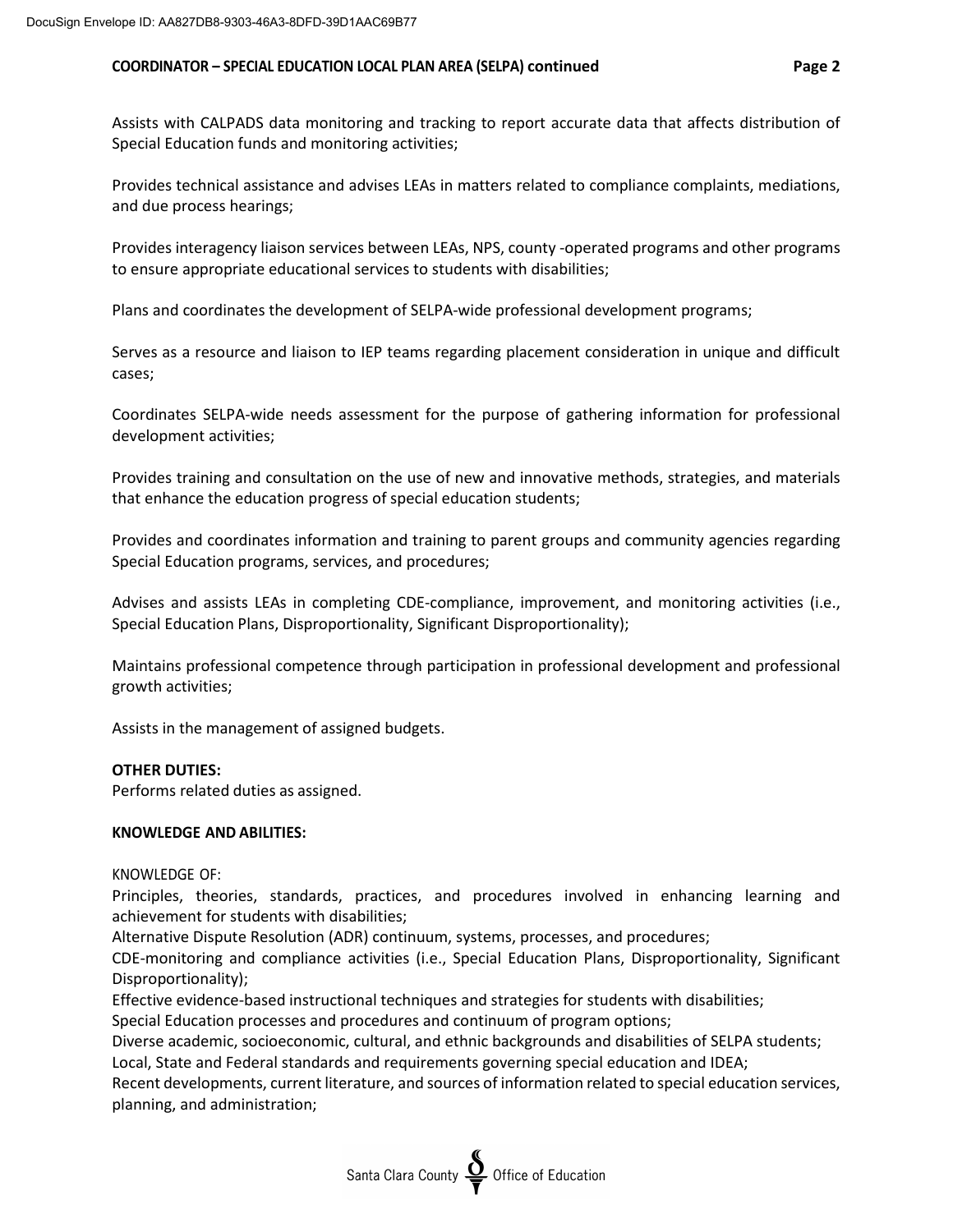Assists with CALPADS data monitoring and tracking to report accurate data that affects distribution of Special Education funds and monitoring activities;

Provides technical assistance and advises LEAs in matters related to compliance complaints, mediations, and due process hearings;

Provides interagency liaison services between LEAs, NPS, county -operated programs and other programs to ensure appropriate educational services to students with disabilities;

Plans and coordinates the development of SELPA-wide professional development programs;

Serves as a resource and liaison to IEP teams regarding placement consideration in unique and difficult cases;

Coordinates SELPA-wide needs assessment for the purpose of gathering information for professional development activities;

Provides training and consultation on the use of new and innovative methods, strategies, and materials that enhance the education progress of special education students;

Provides and coordinates information and training to parent groups and community agencies regarding Special Education programs, services, and procedures;

Advises and assists LEAs in completing CDE-compliance, improvement, and monitoring activities (i.e., Special Education Plans, Disproportionality, Significant Disproportionality);

Maintains professional competence through participation in professional development and professional growth activities;

Assists in the management of assigned budgets.

**OTHER DUTIES:**
Performs related duties as assigned.

**KNOWLEDGE AND ABILITIES:**

KNOWLEDGE OF:
Principles, theories, standards, practices, and procedures involved in enhancing learning and achievement for students with disabilities;
Alternative Dispute Resolution (ADR) continuum, systems, processes, and procedures;
CDE-monitoring and compliance activities (i.e., Special Education Plans, Disproportionality, Significant Disproportionality);
Effective evidence-based instructional techniques and strategies for students with disabilities;
Special Education processes and procedures and continuum of program options;
Diverse academic, socioeconomic, cultural, and ethnic backgrounds and disabilities of SELPA students;
Local, State and Federal standards and requirements governing special education and IDEA;
Recent developments, current literature, and sources of information related to special education services, planning, and administration;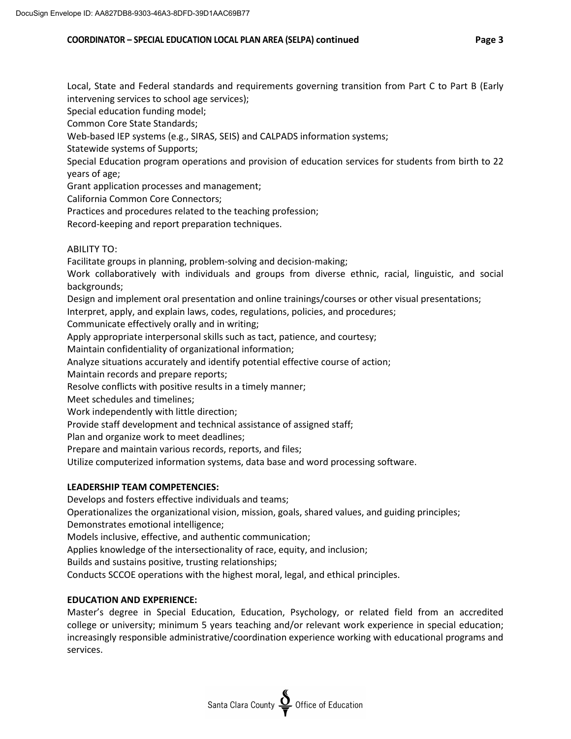Local, State and Federal standards and requirements governing transition from Part C to Part B (Early intervening services to school age services);
Special education funding model;
Common Core State Standards;
Web-based IEP systems (e.g., SIRAS, SEIS) and CALPADS information systems;
Statewide systems of Supports;
Special Education program operations and provision of education services for students from birth to 22 years of age;
Grant application processes and management;
California Common Core Connectors;
Practices and procedures related to the teaching profession;
Record-keeping and report preparation techniques.

ABILITY TO:
Facilitate groups in planning, problem-solving and decision-making;
Work collaboratively with individuals and groups from diverse ethnic, racial, linguistic, and social backgrounds;
Design and implement oral presentation and online trainings/courses or other visual presentations;
Interpret, apply, and explain laws, codes, regulations, policies, and procedures;
Communicate effectively orally and in writing;
Apply appropriate interpersonal skills such as tact, patience, and courtesy;
Maintain confidentiality of organizational information;
Analyze situations accurately and identify potential effective course of action;
Maintain records and prepare reports;
Resolve conflicts with positive results in a timely manner;
Meet schedules and timelines;
Work independently with little direction;
Provide staff development and technical assistance of assigned staff;
Plan and organize work to meet deadlines;
Prepare and maintain various records, reports, and files;
Utilize computerized information systems, data base and word processing software.

**LEADERSHIP TEAM COMPETENCIES:**
Develops and fosters effective individuals and teams;
Operationalizes the organizational vision, mission, goals, shared values, and guiding principles;
Demonstrates emotional intelligence;
Models inclusive, effective, and authentic communication;
Applies knowledge of the intersectionality of race, equity, and inclusion;
Builds and sustains positive, trusting relationships;
Conducts SCCOE operations with the highest moral, legal, and ethical principles.

**EDUCATION AND EXPERIENCE:**
Master's degree in Special Education, Education, Psychology, or related field from an accredited college or university; minimum 5 years teaching and/or relevant work experience in special education; increasingly responsible administrative/coordination experience working with educational programs and services.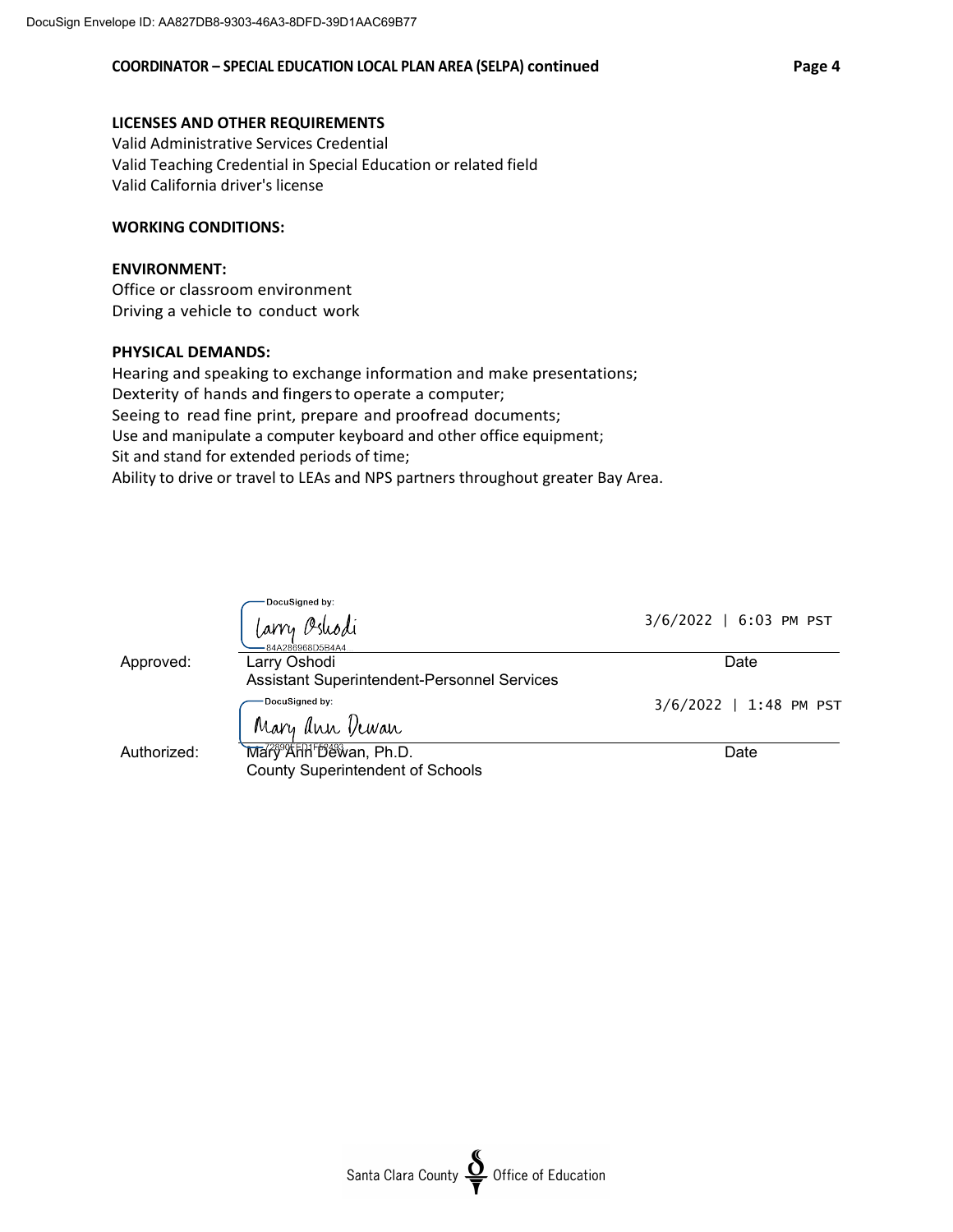## LICENSES AND OTHER REQUIREMENTS

Valid Administrative Services Credential
Valid Teaching Credential in Special Education or related field
Valid California driver's license

## WORKING CONDITIONS:

### ENVIRONMENT:

Office or classroom environment
Driving a vehicle to conduct work

### PHYSICAL DEMANDS:

Hearing and speaking to exchange information and make presentations;
Dexterity of hands and fingers to operate a computer;
Seeing to read fine print, prepare and proofread documents;
Use and manipulate a computer keyboard and other office equipment;
Sit and stand for extended periods of time;
Ability to drive or travel to LEAs and NPS partners throughout greater Bay Area.

| | | |
|---|---|---|
| Approved: | DocuSigned by: Larry Oshodi (84A286968D5B4A4)<br>Larry Oshodi<br>Assistant Superintendent-Personnel Services | 3/6/2022 \| 6:03 PM PST<br>Date |
| Authorized: | DocuSigned by: Mary Ann Dewan (72690EED1F68493)<br>Mary Ann Dewan, Ph.D.<br>County Superintendent of Schools | 3/6/2022 \| 1:48 PM PST<br>Date |

Santa Clara County Office of Education